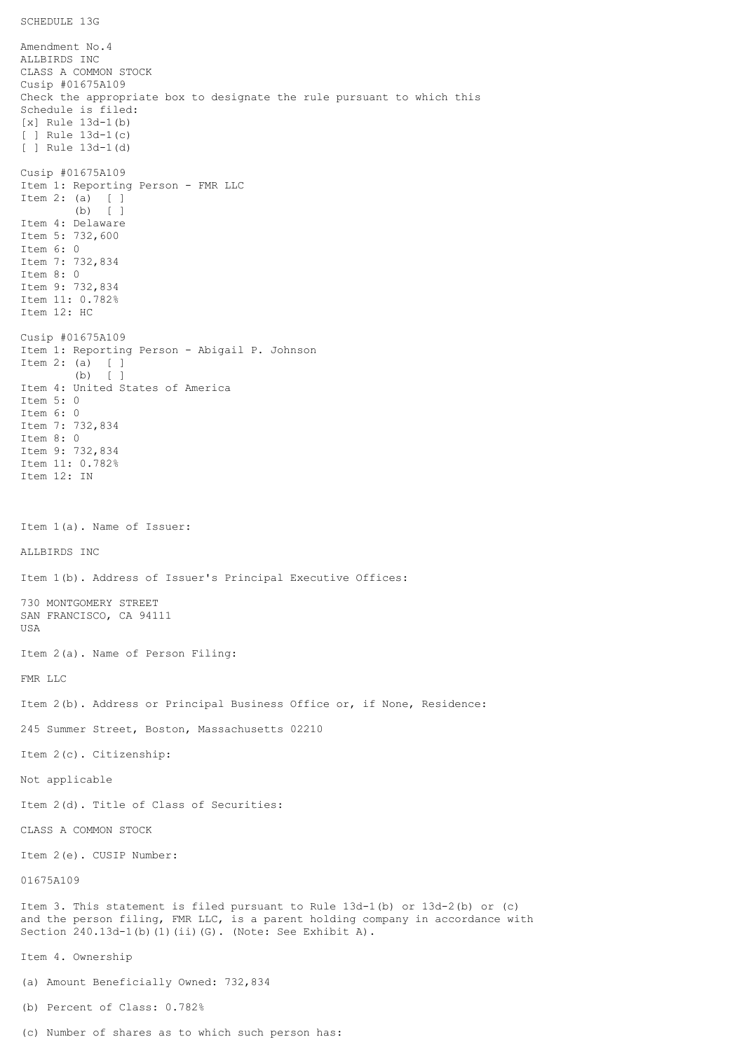SCHEDULE 13G

Amendment No.4
ALLBIRDS INC
CLASS A COMMON STOCK
Cusip #01675A109
Check the appropriate box to designate the rule pursuant to which this Schedule is filed:
[x] Rule 13d-1(b)
[ ] Rule 13d-1(c)
[ ] Rule 13d-1(d)

Cusip #01675A109
Item 1: Reporting Person - FMR LLC
Item 2: (a) [ ]
(b) [ ]
Item 4: Delaware
Item 5: 732,600
Item 6: 0
Item 7: 732,834
Item 8: 0
Item 9: 732,834
Item 11: 0.782%
Item 12: HC

Cusip #01675A109
Item 1: Reporting Person - Abigail P. Johnson
Item 2: (a) [ ]
(b) [ ]
Item 4: United States of America
Item 5: 0
Item 6: 0
Item 7: 732,834
Item 8: 0
Item 9: 732,834
Item 11: 0.782%
Item 12: IN

Item 1(a). Name of Issuer:

ALLBIRDS INC

Item 1(b). Address of Issuer's Principal Executive Offices:

730 MONTGOMERY STREET
SAN FRANCISCO, CA 94111
USA

Item 2(a). Name of Person Filing:

FMR LLC

Item 2(b). Address or Principal Business Office or, if None, Residence:

245 Summer Street, Boston, Massachusetts 02210

Item 2(c). Citizenship:

Not applicable

Item 2(d). Title of Class of Securities:

CLASS A COMMON STOCK

Item 2(e). CUSIP Number:

01675A109

Item 3. This statement is filed pursuant to Rule 13d-1(b) or 13d-2(b) or (c) and the person filing, FMR LLC, is a parent holding company in accordance with Section 240.13d-1(b)(1)(ii)(G). (Note: See Exhibit A).

Item 4. Ownership

(a) Amount Beneficially Owned: 732,834

(b) Percent of Class: 0.782%

(c) Number of shares as to which such person has: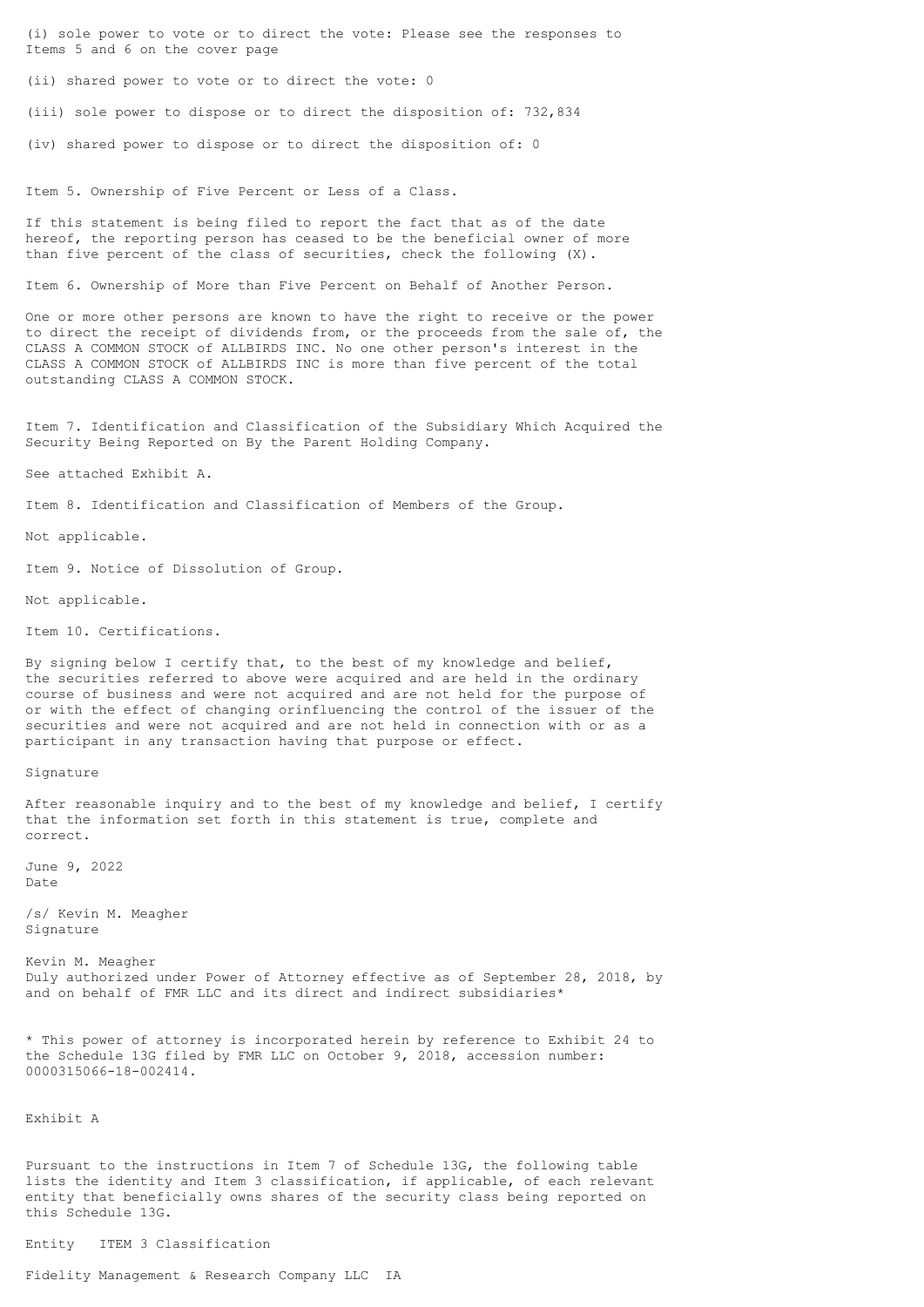(i) sole power to vote or to direct the vote: Please see the responses to Items 5 and 6 on the cover page

(ii) shared power to vote or to direct the vote: 0

(iii) sole power to dispose or to direct the disposition of: 732,834

(iv) shared power to dispose or to direct the disposition of: 0

Item 5. Ownership of Five Percent or Less of a Class.

If this statement is being filed to report the fact that as of the date hereof, the reporting person has ceased to be the beneficial owner of more than five percent of the class of securities, check the following (X).

Item 6. Ownership of More than Five Percent on Behalf of Another Person.

One or more other persons are known to have the right to receive or the power to direct the receipt of dividends from, or the proceeds from the sale of, the CLASS A COMMON STOCK of ALLBIRDS INC. No one other person's interest in the CLASS A COMMON STOCK of ALLBIRDS INC is more than five percent of the total outstanding CLASS A COMMON STOCK.

Item 7. Identification and Classification of the Subsidiary Which Acquired the Security Being Reported on By the Parent Holding Company.

See attached Exhibit A.

Item 8. Identification and Classification of Members of the Group.

Not applicable.

Item 9. Notice of Dissolution of Group.

Not applicable.

Item 10. Certifications.

By signing below I certify that, to the best of my knowledge and belief, the securities referred to above were acquired and are held in the ordinary course of business and were not acquired and are not held for the purpose of or with the effect of changing orinfluencing the control of the issuer of the securities and were not acquired and are not held in connection with or as a participant in any transaction having that purpose or effect.

Signature

After reasonable inquiry and to the best of my knowledge and belief, I certify that the information set forth in this statement is true, complete and correct.

June 9, 2022
Date

/s/ Kevin M. Meagher
Signature

Kevin M. Meagher
Duly authorized under Power of Attorney effective as of September 28, 2018, by and on behalf of FMR LLC and its direct and indirect subsidiaries*

* This power of attorney is incorporated herein by reference to Exhibit 24 to the Schedule 13G filed by FMR LLC on October 9, 2018, accession number: 0000315066-18-002414.

Exhibit A

Pursuant to the instructions in Item 7 of Schedule 13G, the following table lists the identity and Item 3 classification, if applicable, of each relevant entity that beneficially owns shares of the security class being reported on this Schedule 13G.

| Entity | ITEM 3 Classification |
| --- | --- |
| Fidelity Management & Research Company LLC | IA |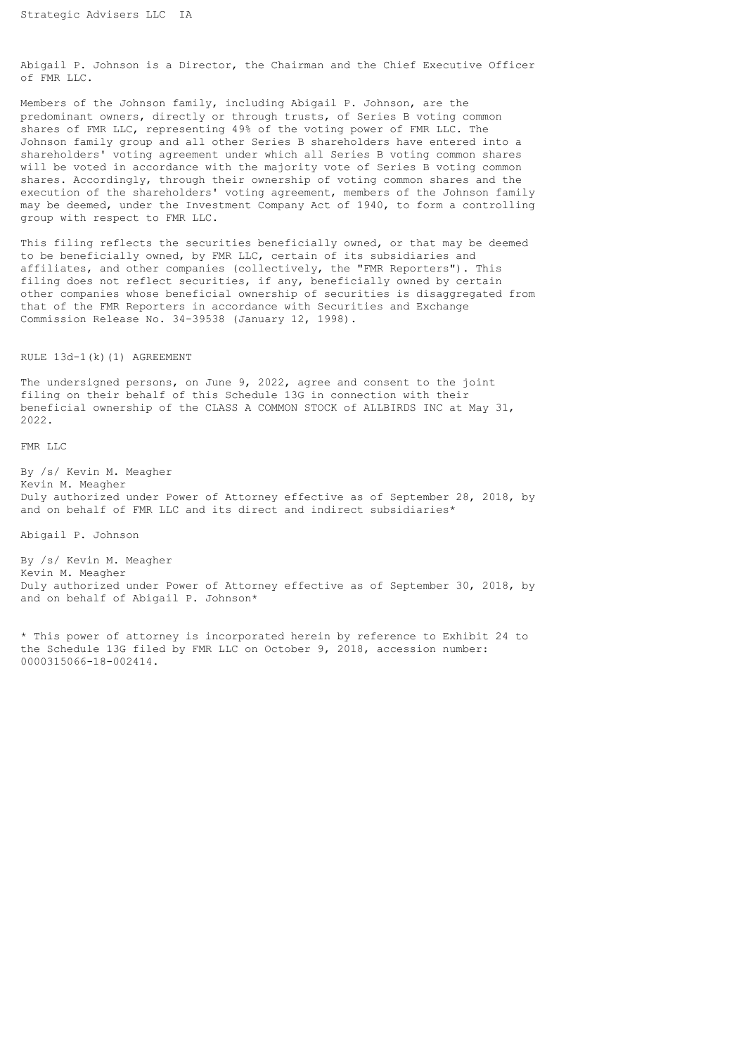Strategic Advisers LLC IA

Abigail P. Johnson is a Director, the Chairman and the Chief Executive Officer of FMR LLC.

Members of the Johnson family, including Abigail P. Johnson, are the predominant owners, directly or through trusts, of Series B voting common shares of FMR LLC, representing 49% of the voting power of FMR LLC. The Johnson family group and all other Series B shareholders have entered into a shareholders' voting agreement under which all Series B voting common shares will be voted in accordance with the majority vote of Series B voting common shares. Accordingly, through their ownership of voting common shares and the execution of the shareholders' voting agreement, members of the Johnson family may be deemed, under the Investment Company Act of 1940, to form a controlling group with respect to FMR LLC.

This filing reflects the securities beneficially owned, or that may be deemed to be beneficially owned, by FMR LLC, certain of its subsidiaries and affiliates, and other companies (collectively, the "FMR Reporters"). This filing does not reflect securities, if any, beneficially owned by certain other companies whose beneficial ownership of securities is disaggregated from that of the FMR Reporters in accordance with Securities and Exchange Commission Release No. 34-39538 (January 12, 1998).

RULE 13d-1(k)(1) AGREEMENT

The undersigned persons, on June 9, 2022, agree and consent to the joint filing on their behalf of this Schedule 13G in connection with their beneficial ownership of the CLASS A COMMON STOCK of ALLBIRDS INC at May 31, 2022.

FMR LLC

By /s/ Kevin M. Meagher
Kevin M. Meagher
Duly authorized under Power of Attorney effective as of September 28, 2018, by and on behalf of FMR LLC and its direct and indirect subsidiaries*

Abigail P. Johnson

By /s/ Kevin M. Meagher
Kevin M. Meagher
Duly authorized under Power of Attorney effective as of September 30, 2018, by and on behalf of Abigail P. Johnson*

* This power of attorney is incorporated herein by reference to Exhibit 24 to the Schedule 13G filed by FMR LLC on October 9, 2018, accession number: 0000315066-18-002414.